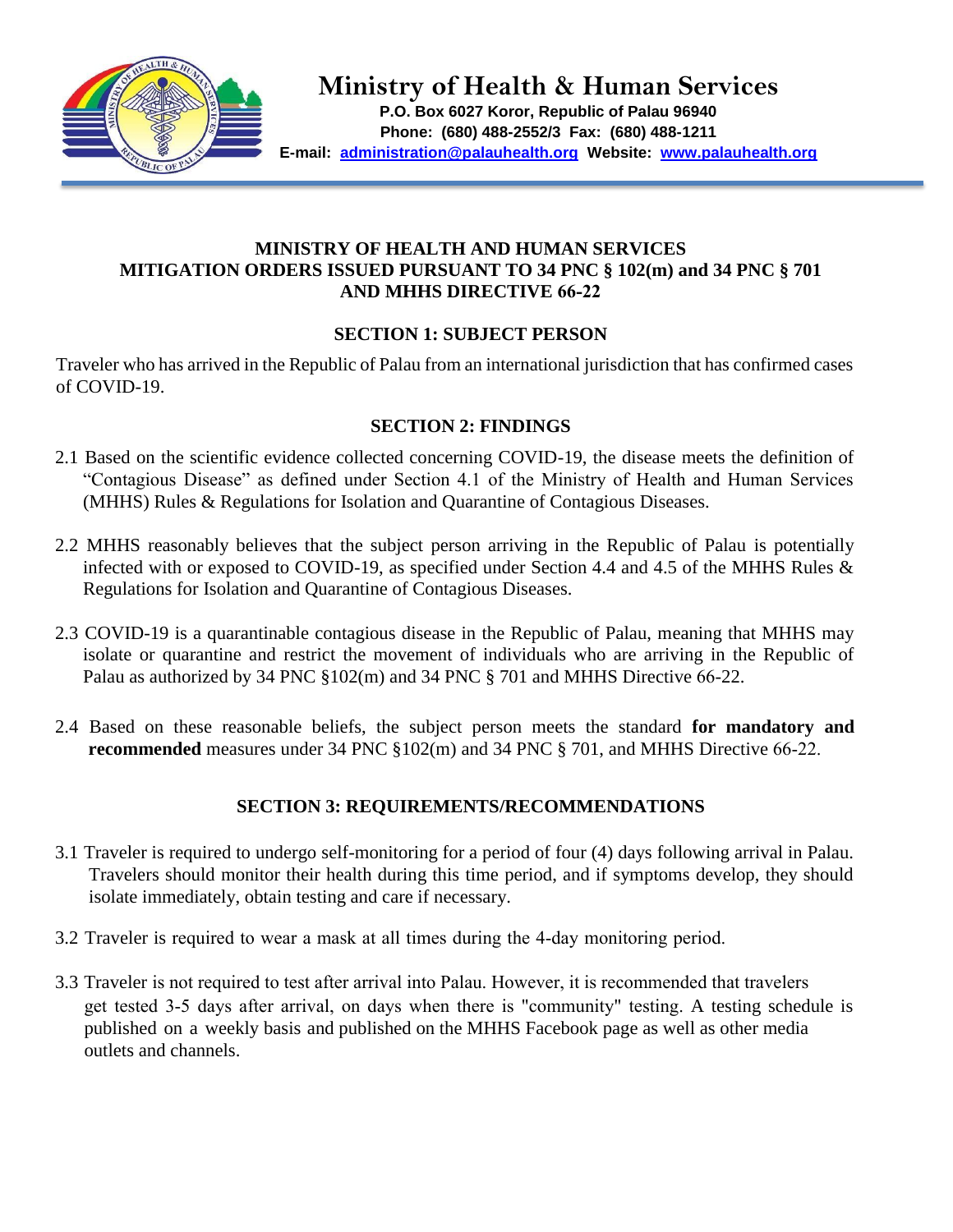# Ministry of Health & Human Services

**P.O. Box 6027 Koror, Republic of Palau 96940**
**Phone: (680) 488-2552/3 Fax: (680) 488-1211**
**E-mail: administration@palauhealth.org Website: www.palauhealth.org**

---

## MINISTRY OF HEALTH AND HUMAN SERVICES MITIGATION ORDERS ISSUED PURSUANT TO 34 PNC § 102(m) and 34 PNC § 701 AND MHHS DIRECTIVE 66-22

### SECTION 1: SUBJECT PERSON

Traveler who has arrived in the Republic of Palau from an international jurisdiction that has confirmed cases of COVID-19.

### SECTION 2: FINDINGS

2.1 Based on the scientific evidence collected concerning COVID-19, the disease meets the definition of "Contagious Disease" as defined under Section 4.1 of the Ministry of Health and Human Services (MHHS) Rules & Regulations for Isolation and Quarantine of Contagious Diseases.

2.2 MHHS reasonably believes that the subject person arriving in the Republic of Palau is potentially infected with or exposed to COVID-19, as specified under Section 4.4 and 4.5 of the MHHS Rules & Regulations for Isolation and Quarantine of Contagious Diseases.

2.3 COVID-19 is a quarantinable contagious disease in the Republic of Palau, meaning that MHHS may isolate or quarantine and restrict the movement of individuals who are arriving in the Republic of Palau as authorized by 34 PNC §102(m) and 34 PNC § 701 and MHHS Directive 66-22.

2.4 Based on these reasonable beliefs, the subject person meets the standard **for mandatory and recommended** measures under 34 PNC §102(m) and 34 PNC § 701, and MHHS Directive 66-22.

### SECTION 3: REQUIREMENTS/RECOMMENDATIONS

3.1 Traveler is required to undergo self-monitoring for a period of four (4) days following arrival in Palau. Travelers should monitor their health during this time period, and if symptoms develop, they should isolate immediately, obtain testing and care if necessary.

3.2 Traveler is required to wear a mask at all times during the 4-day monitoring period.

3.3 Traveler is not required to test after arrival into Palau. However, it is recommended that travelers get tested 3-5 days after arrival, on days when there is "community" testing. A testing schedule is published on a weekly basis and published on the MHHS Facebook page as well as other media outlets and channels.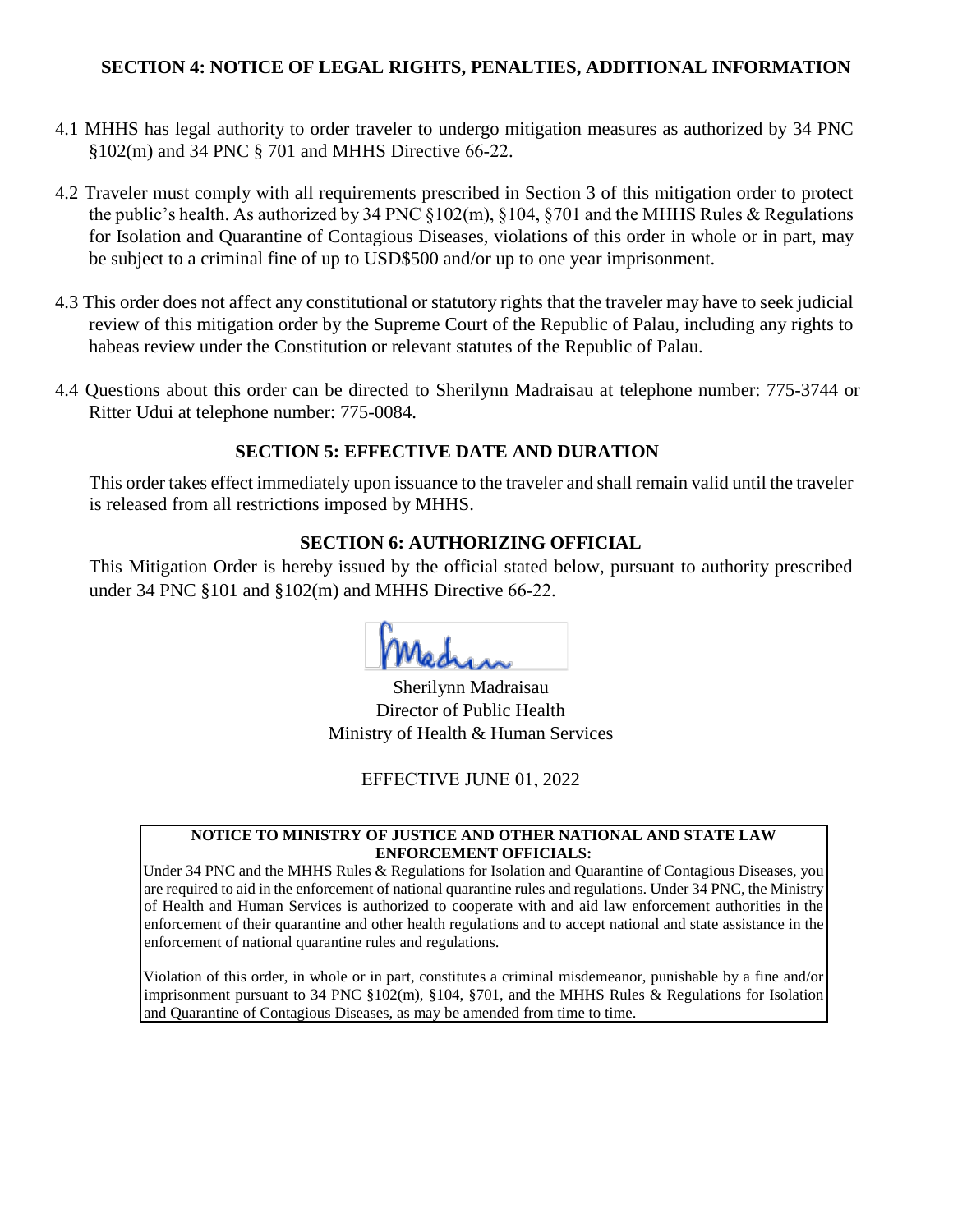## SECTION 4: NOTICE OF LEGAL RIGHTS, PENALTIES, ADDITIONAL INFORMATION

4.1 MHHS has legal authority to order traveler to undergo mitigation measures as authorized by 34 PNC §102(m) and 34 PNC § 701 and MHHS Directive 66-22.

4.2 Traveler must comply with all requirements prescribed in Section 3 of this mitigation order to protect the public's health. As authorized by 34 PNC §102(m), §104, §701 and the MHHS Rules & Regulations for Isolation and Quarantine of Contagious Diseases, violations of this order in whole or in part, may be subject to a criminal fine of up to USD$500 and/or up to one year imprisonment.

4.3 This order does not affect any constitutional or statutory rights that the traveler may have to seek judicial review of this mitigation order by the Supreme Court of the Republic of Palau, including any rights to habeas review under the Constitution or relevant statutes of the Republic of Palau.

4.4 Questions about this order can be directed to Sherilynn Madraisau at telephone number: 775-3744 or Ritter Udui at telephone number: 775-0084.

## SECTION 5: EFFECTIVE DATE AND DURATION

This order takes effect immediately upon issuance to the traveler and shall remain valid until the traveler is released from all restrictions imposed by MHHS.

## SECTION 6: AUTHORIZING OFFICIAL

This Mitigation Order is hereby issued by the official stated below, pursuant to authority prescribed under 34 PNC §101 and §102(m) and MHHS Directive 66-22.

Sherilynn Madraisau
Director of Public Health
Ministry of Health & Human Services

EFFECTIVE JUNE 01, 2022

**NOTICE TO MINISTRY OF JUSTICE AND OTHER NATIONAL AND STATE LAW ENFORCEMENT OFFICIALS:**

Under 34 PNC and the MHHS Rules & Regulations for Isolation and Quarantine of Contagious Diseases, you are required to aid in the enforcement of national quarantine rules and regulations. Under 34 PNC, the Ministry of Health and Human Services is authorized to cooperate with and aid law enforcement authorities in the enforcement of their quarantine and other health regulations and to accept national and state assistance in the enforcement of national quarantine rules and regulations.

Violation of this order, in whole or in part, constitutes a criminal misdemeanor, punishable by a fine and/or imprisonment pursuant to 34 PNC §102(m), §104, §701, and the MHHS Rules & Regulations for Isolation and Quarantine of Contagious Diseases, as may be amended from time to time.